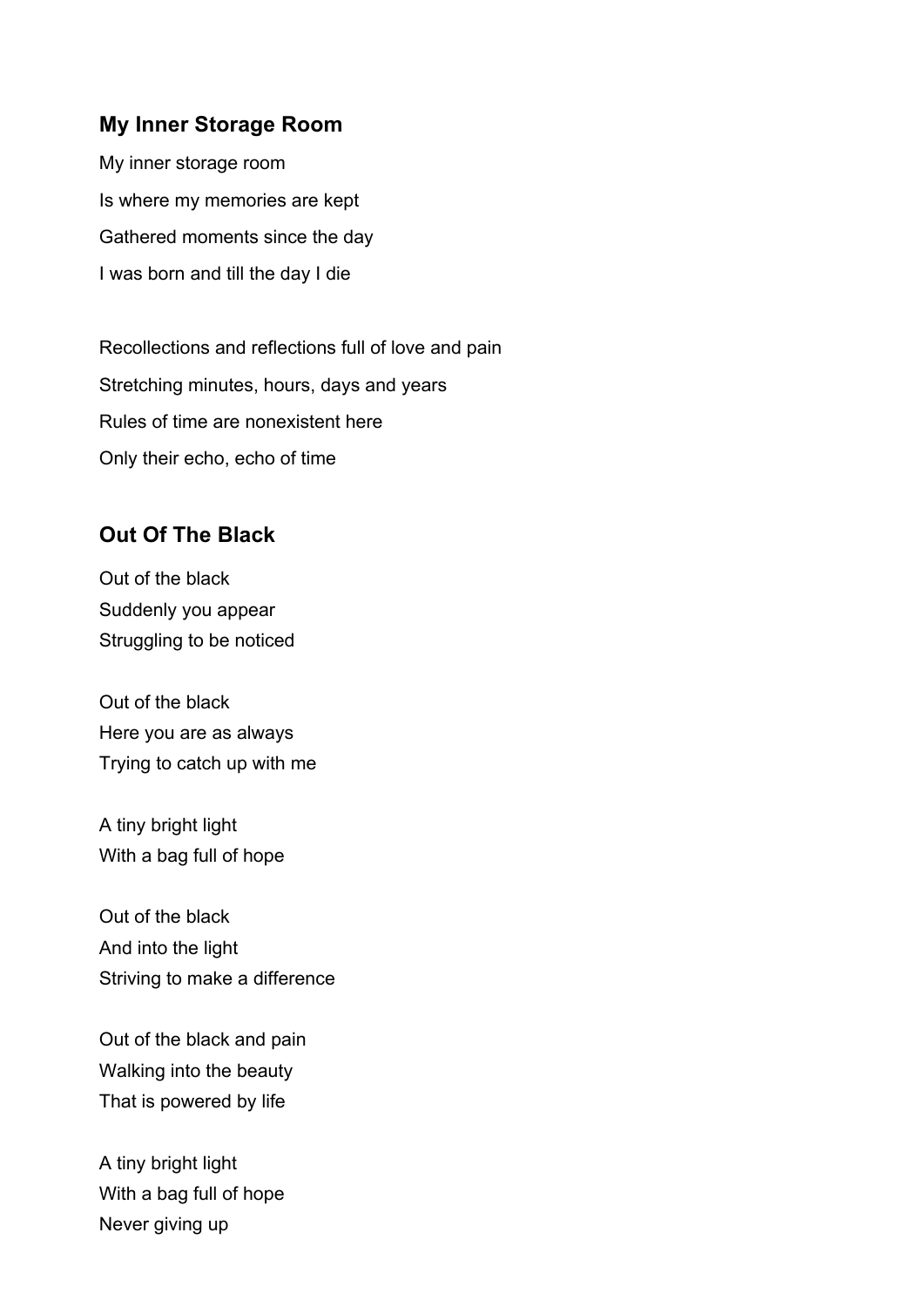## My Inner Storage Room

My inner storage room

Is where my memories are kept

Gathered moments since the day

I was born and till the day I die

Recollections and reflections full of love and pain

Stretching minutes, hours, days and years

Rules of time are nonexistent here

Only their echo, echo of time

## Out Of The Black

Out of the black
Suddenly you appear
Struggling to be noticed

Out of the black
Here you are as always
Trying to catch up with me

A tiny bright light
With a bag full of hope

Out of the black
And into the light
Striving to make a difference

Out of the black and pain
Walking into the beauty
That is powered by life

A tiny bright light
With a bag full of hope
Never giving up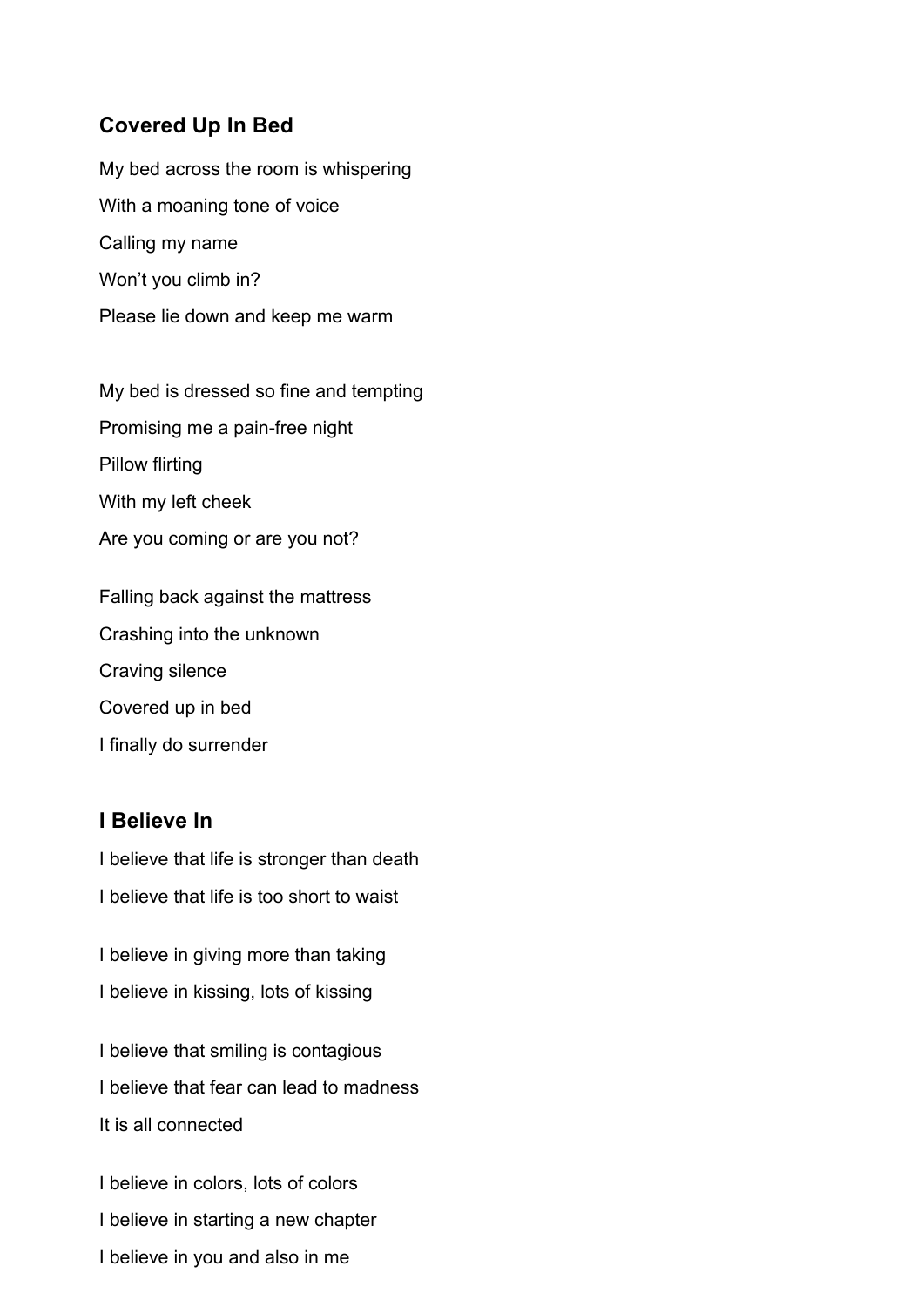## Covered Up In Bed

My bed across the room is whispering

With a moaning tone of voice

Calling my name

Won't you climb in?

Please lie down and keep me warm

My bed is dressed so fine and tempting

Promising me a pain-free night

Pillow flirting

With my left cheek

Are you coming or are you not?

Falling back against the mattress

Crashing into the unknown

Craving silence

Covered up in bed

I finally do surrender

## I Believe In

I believe that life is stronger than death

I believe that life is too short to waist

I believe in giving more than taking

I believe in kissing, lots of kissing

I believe that smiling is contagious

I believe that fear can lead to madness

It is all connected

I believe in colors, lots of colors

I believe in starting a new chapter

I believe in you and also in me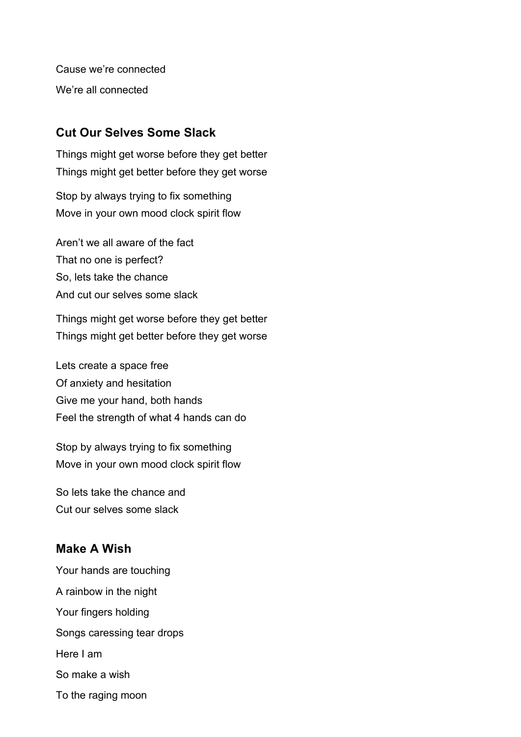Cause we're connected

We're all connected

## Cut Our Selves Some Slack

Things might get worse before they get better
Things might get better before they get worse

Stop by always trying to fix something
Move in your own mood clock spirit flow

Aren't we all aware of the fact
That no one is perfect?
So, lets take the chance
And cut our selves some slack

Things might get worse before they get better
Things might get better before they get worse

Lets create a space free
Of anxiety and hesitation
Give me your hand, both hands
Feel the strength of what 4 hands can do

Stop by always trying to fix something
Move in your own mood clock spirit flow

So lets take the chance and
Cut our selves some slack

## Make A Wish

Your hands are touching

A rainbow in the night

Your fingers holding

Songs caressing tear drops

Here I am

So make a wish

To the raging moon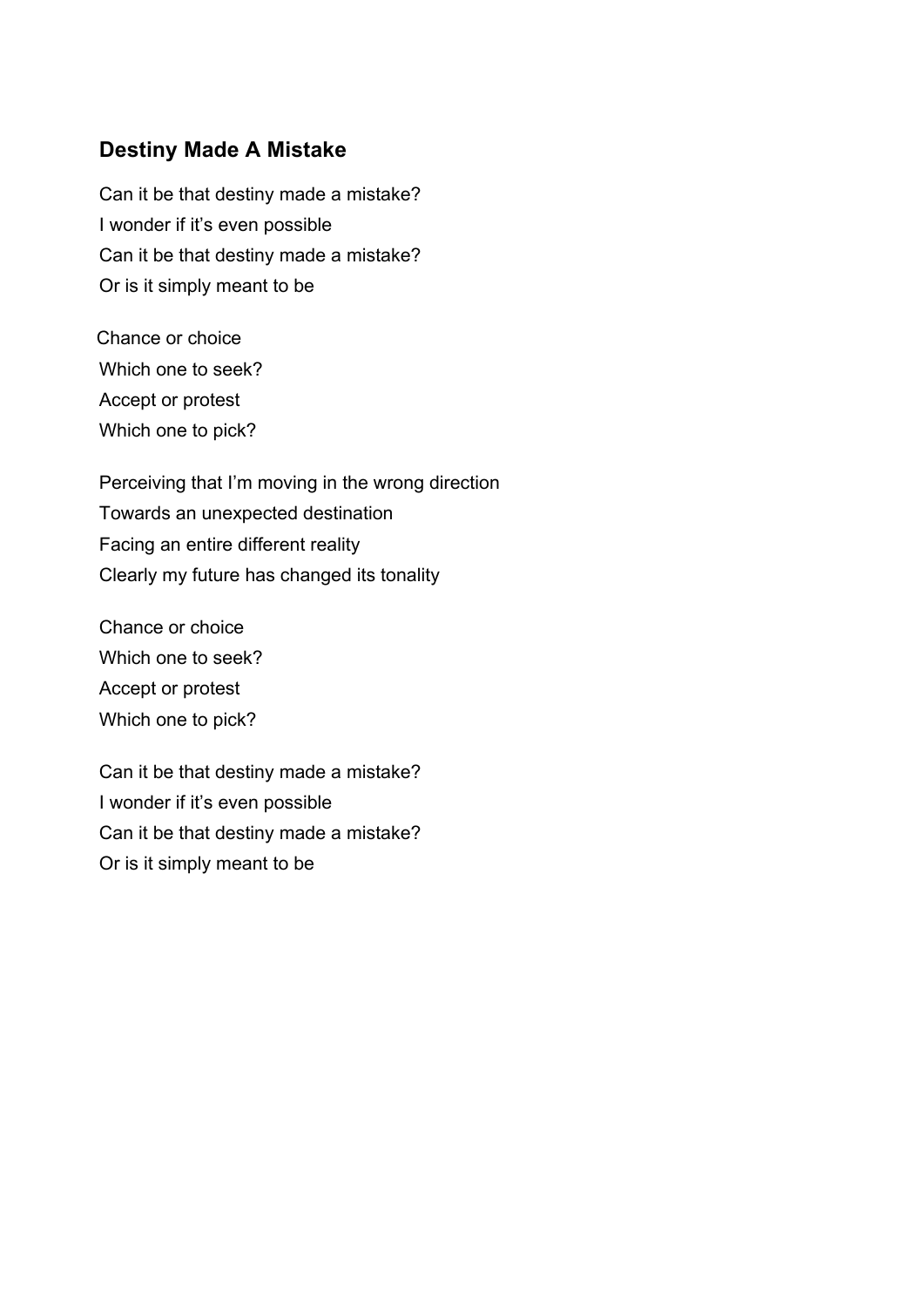### Destiny Made A Mistake

Can it be that destiny made a mistake?
I wonder if it's even possible
Can it be that destiny made a mistake?
Or is it simply meant to be

Chance or choice
Which one to seek?
Accept or protest
Which one to pick?

Perceiving that I'm moving in the wrong direction
Towards an unexpected destination
Facing an entire different reality
Clearly my future has changed its tonality

Chance or choice
Which one to seek?
Accept or protest
Which one to pick?

Can it be that destiny made a mistake?
I wonder if it's even possible
Can it be that destiny made a mistake?
Or is it simply meant to be